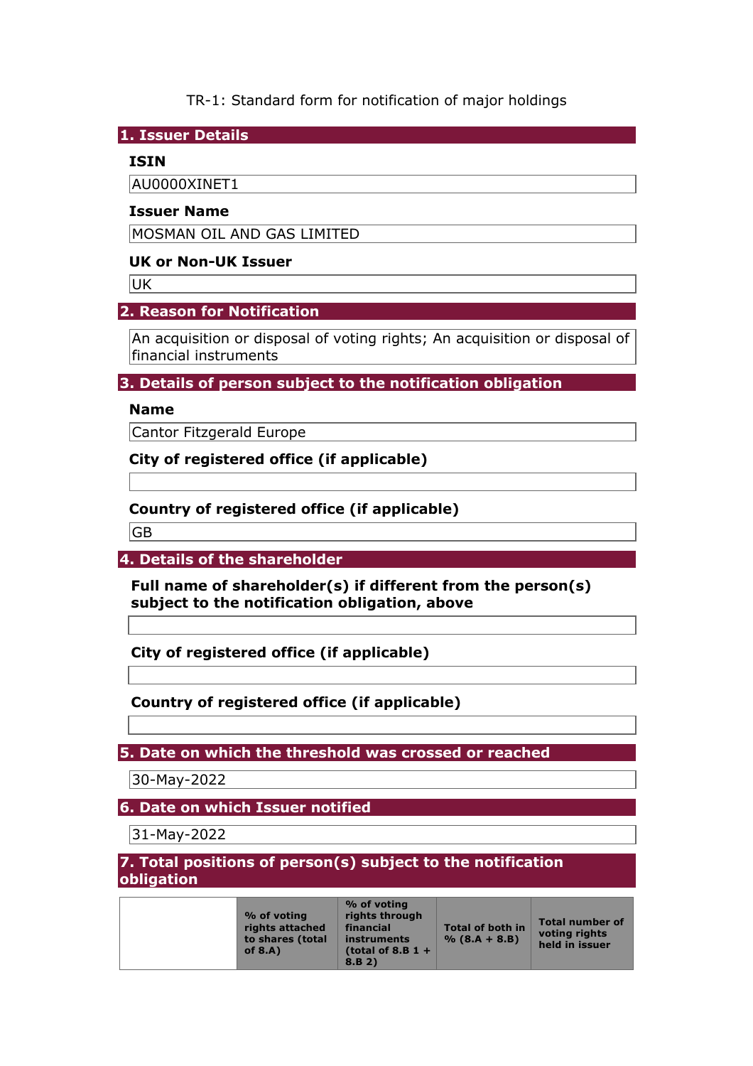TR-1: Standard form for notification of major holdings

## 1. Issuer Details

### ISIN

AU0000XINET1

### Issuer Name

MOSMAN OIL AND GAS LIMITED

### UK or Non-UK Issuer

UK

## 2. Reason for Notification

An acquisition or disposal of voting rights; An acquisition or disposal of financial instruments

## 3. Details of person subject to the notification obligation

### Name

Cantor Fitzgerald Europe

### City of registered office (if applicable)

### Country of registered office (if applicable)

GB

## 4. Details of the shareholder

### Full name of shareholder(s) if different from the person(s) subject to the notification obligation, above

### City of registered office (if applicable)

### Country of registered office (if applicable)

## 5. Date on which the threshold was crossed or reached

30-May-2022

## 6. Date on which Issuer notified

31-May-2022

## 7. Total positions of person(s) subject to the notification obligation

| | % of voting rights attached to shares (total of 8.A) | % of voting rights through financial instruments (total of 8.B 1 + 8.B 2) | Total of both in % (8.A + 8.B) | Total number of voting rights held in issuer |
|---|---|---|---|---|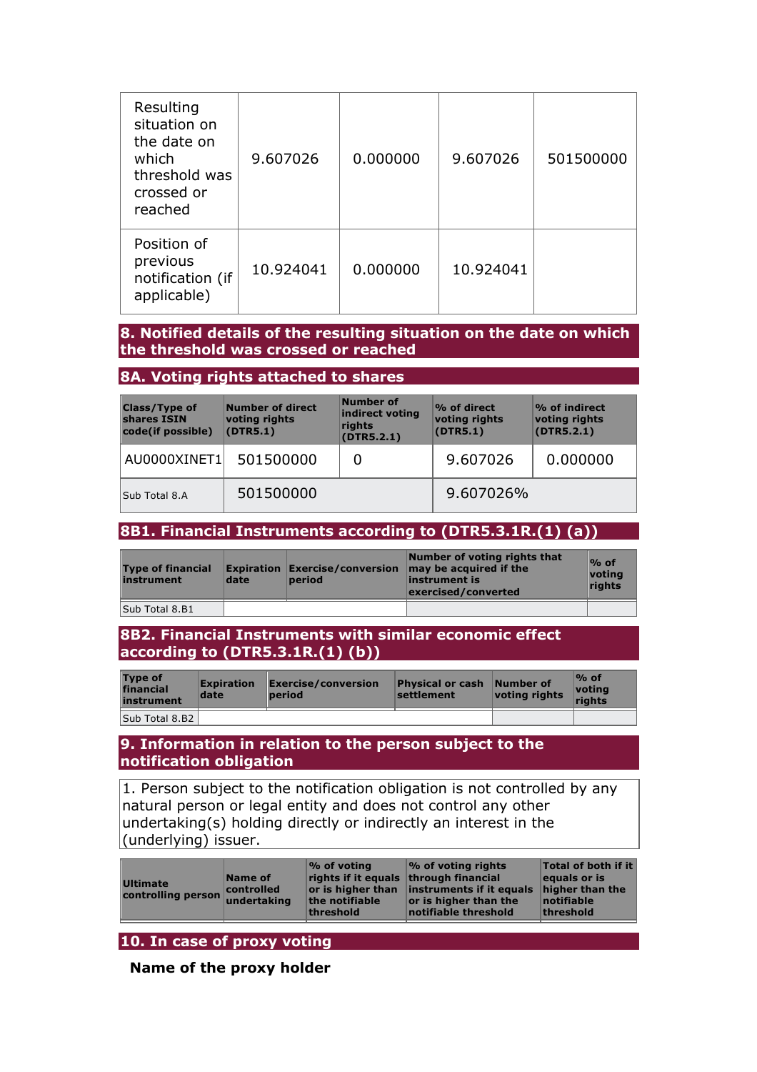| | | | | |
|---|---|---|---|---|
| Resulting situation on the date on which threshold was crossed or reached | 9.607026 | 0.000000 | 9.607026 | 501500000 |
| Position of previous notification (if applicable) | 10.924041 | 0.000000 | 10.924041 | |

## 8. Notified details of the resulting situation on the date on which the threshold was crossed or reached

### 8A. Voting rights attached to shares

| Class/Type of shares ISIN code(if possible) | Number of direct voting rights (DTR5.1) | Number of indirect voting rights (DTR5.2.1) | % of direct voting rights (DTR5.1) | % of indirect voting rights (DTR5.2.1) |
|---|---|---|---|---|
| AU0000XINET1 | 501500000 | 0 | 9.607026 | 0.000000 |
| Sub Total 8.A | 501500000 | | 9.607026% | |

### 8B1. Financial Instruments according to (DTR5.3.1R.(1) (a))

| Type of financial instrument | Expiration date | Exercise/conversion period | Number of voting rights that may be acquired if the instrument is exercised/converted | % of voting rights |
|---|---|---|---|---|
| Sub Total 8.B1 | | | | |

### 8B2. Financial Instruments with similar economic effect according to (DTR5.3.1R.(1) (b))

| Type of financial instrument | Expiration date | Exercise/conversion period | Physical or cash settlement | Number of voting rights | % of voting rights |
|---|---|---|---|---|---|
| Sub Total 8.B2 | | | | | |

## 9. Information in relation to the person subject to the notification obligation

1. Person subject to the notification obligation is not controlled by any natural person or legal entity and does not control any other undertaking(s) holding directly or indirectly an interest in the (underlying) issuer.

| Ultimate controlling person | Name of controlled undertaking | % of voting rights if it equals or is higher than the notifiable threshold | % of voting rights through financial instruments if it equals or is higher than the notifiable threshold | Total of both if it equals or is higher than the notifiable threshold |
|---|---|---|---|---|

## 10. In case of proxy voting

**Name of the proxy holder**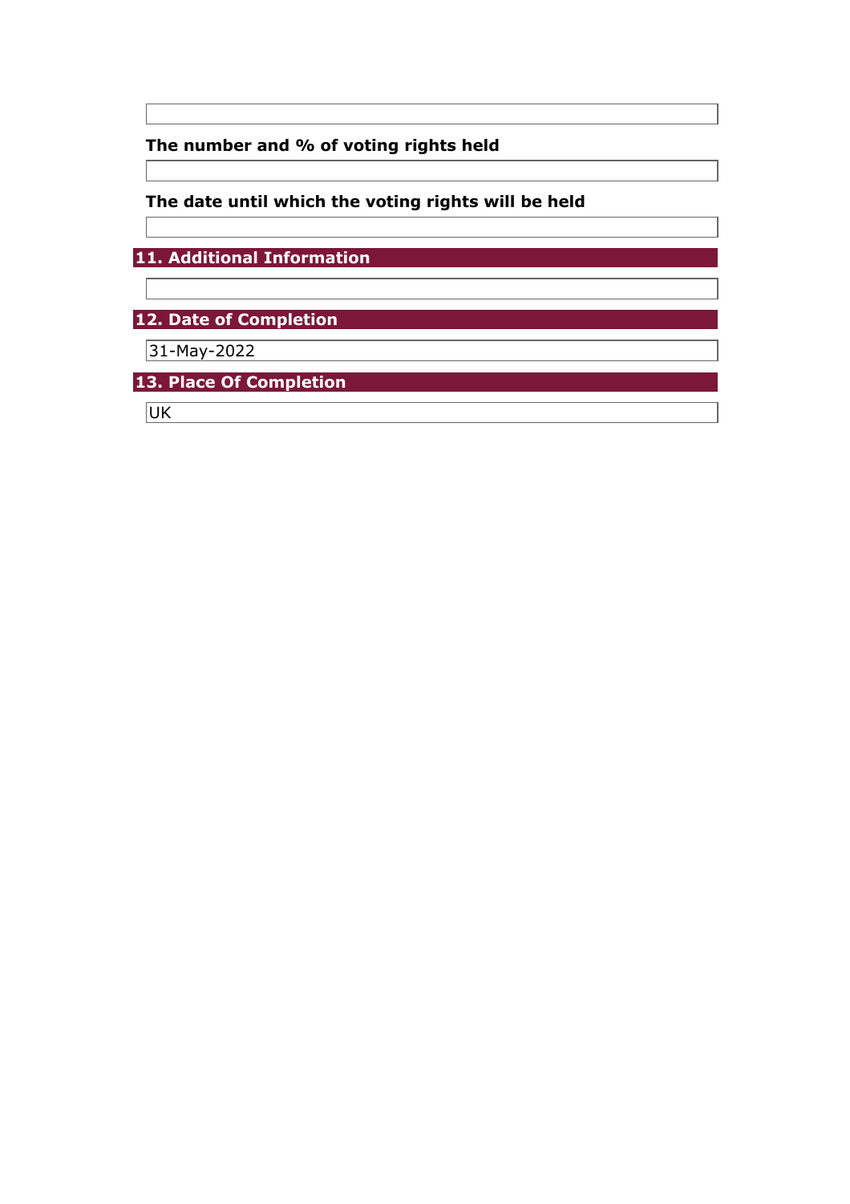**The number and % of voting rights held**

**The date until which the voting rights will be held**

## 11. Additional Information

## 12. Date of Completion

31-May-2022

## 13. Place Of Completion

UK